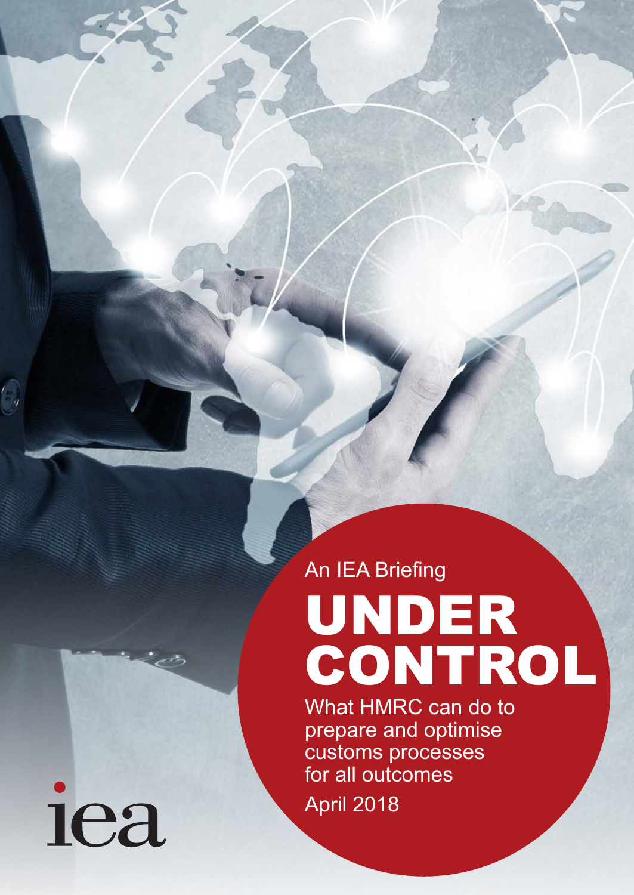An IEA Briefing

# UNDER CONTROL

## What HMRC can do to prepare and optimise customs processes for all outcomes

April 2018

iea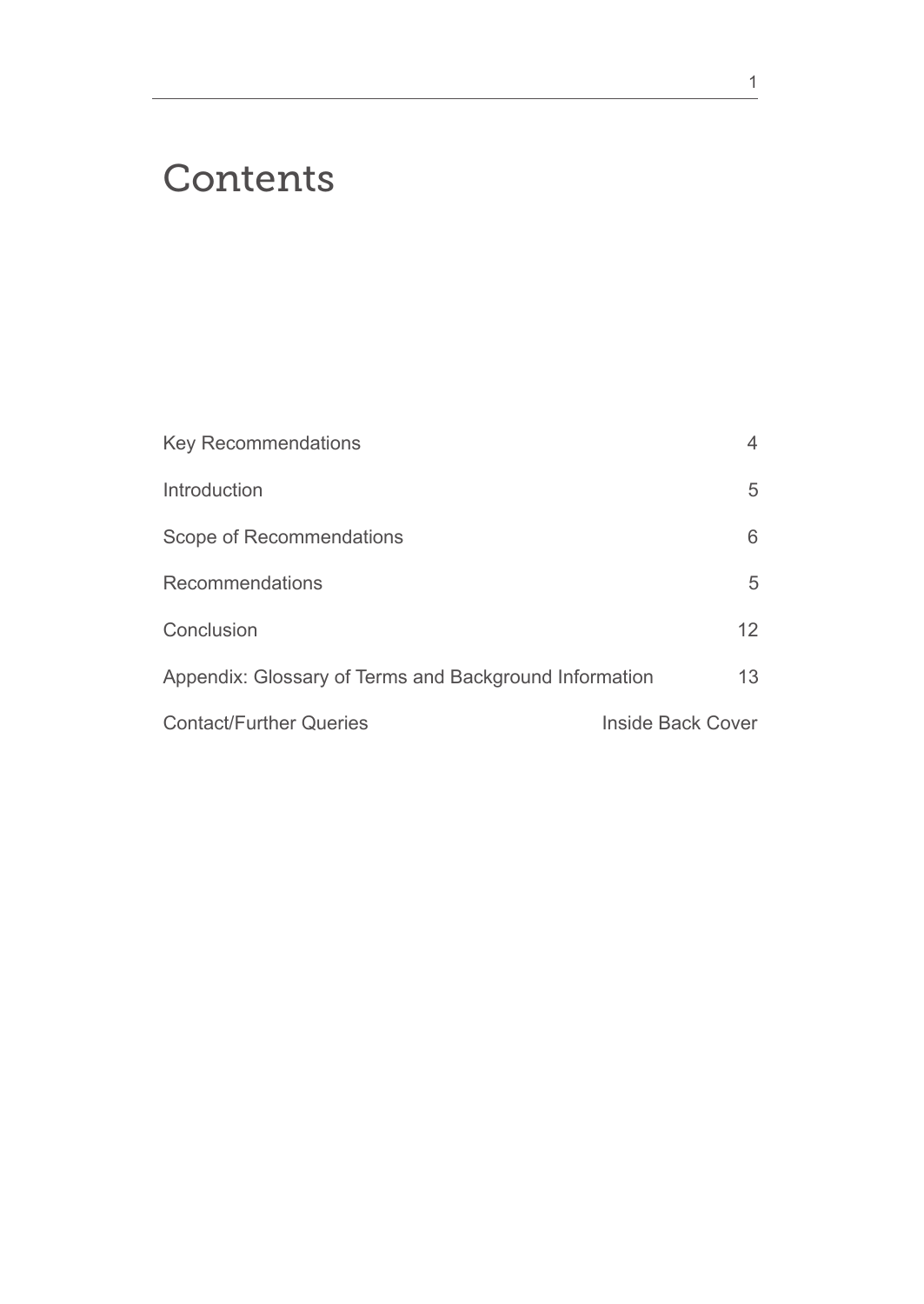# Contents

| | |
|---|---|
| Key Recommendations | 4 |
| Introduction | 5 |
| Scope of Recommendations | 6 |
| Recommendations | 5 |
| Conclusion | 12 |
| Appendix: Glossary of Terms and Background Information | 13 |
| Contact/Further Queries | Inside Back Cover |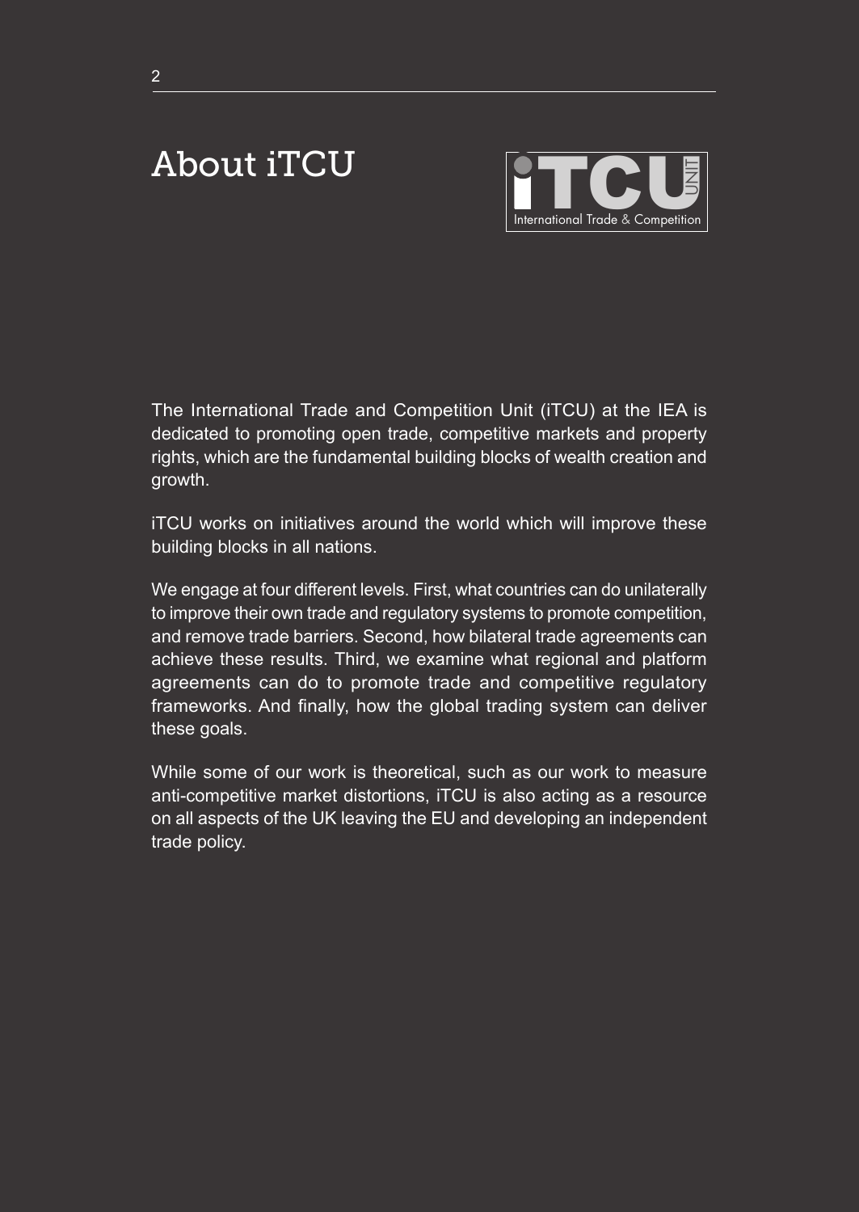# About iTCU

The International Trade and Competition Unit (iTCU) at the IEA is dedicated to promoting open trade, competitive markets and property rights, which are the fundamental building blocks of wealth creation and growth.

iTCU works on initiatives around the world which will improve these building blocks in all nations.

We engage at four different levels. First, what countries can do unilaterally to improve their own trade and regulatory systems to promote competition, and remove trade barriers. Second, how bilateral trade agreements can achieve these results. Third, we examine what regional and platform agreements can do to promote trade and competitive regulatory frameworks. And finally, how the global trading system can deliver these goals.

While some of our work is theoretical, such as our work to measure anti-competitive market distortions, iTCU is also acting as a resource on all aspects of the UK leaving the EU and developing an independent trade policy.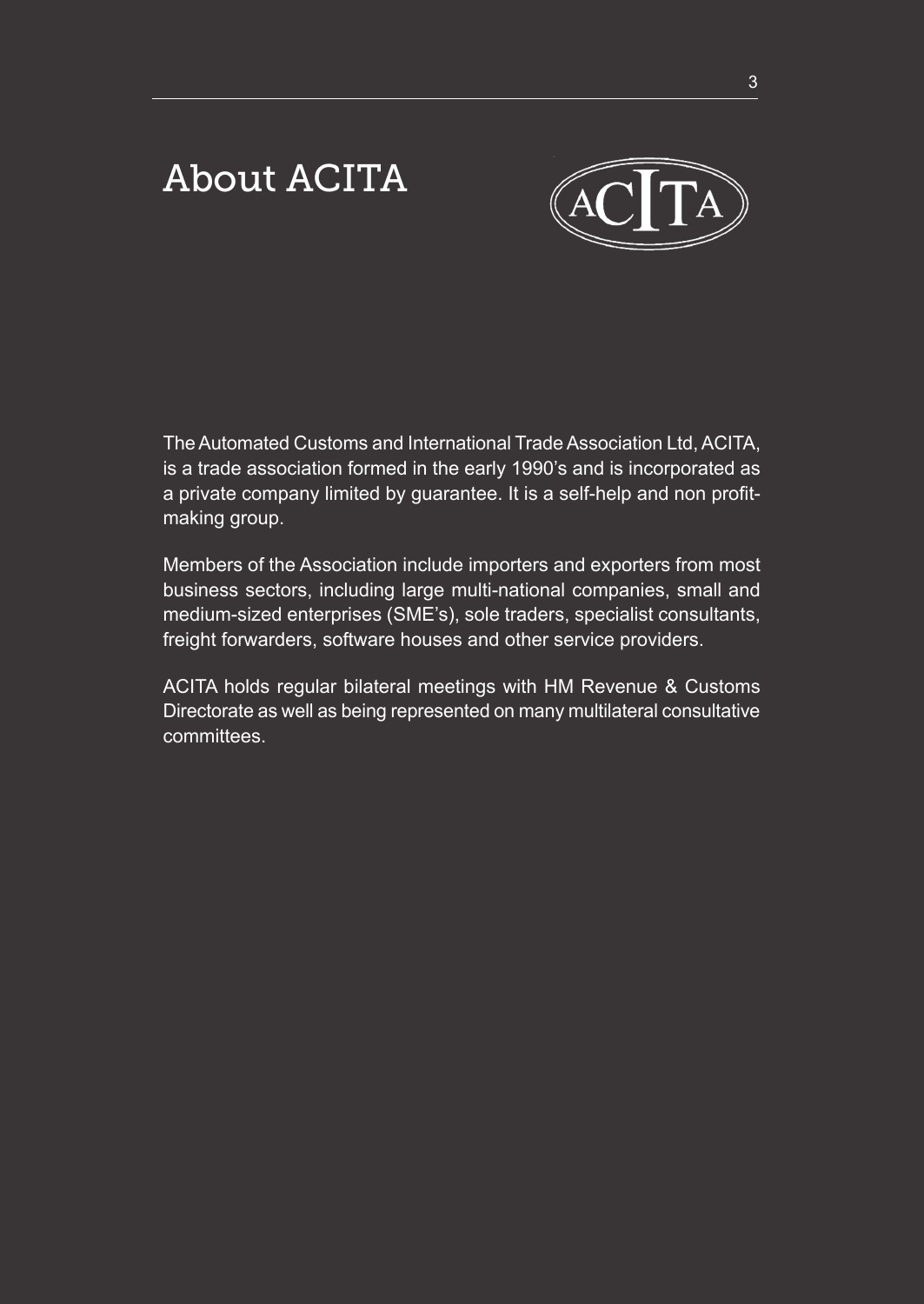# About ACITA

The Automated Customs and International Trade Association Ltd, ACITA, is a trade association formed in the early 1990's and is incorporated as a private company limited by guarantee. It is a self-help and non profit-making group.

Members of the Association include importers and exporters from most business sectors, including large multi-national companies, small and medium-sized enterprises (SME's), sole traders, specialist consultants, freight forwarders, software houses and other service providers.

ACITA holds regular bilateral meetings with HM Revenue & Customs Directorate as well as being represented on many multilateral consultative committees.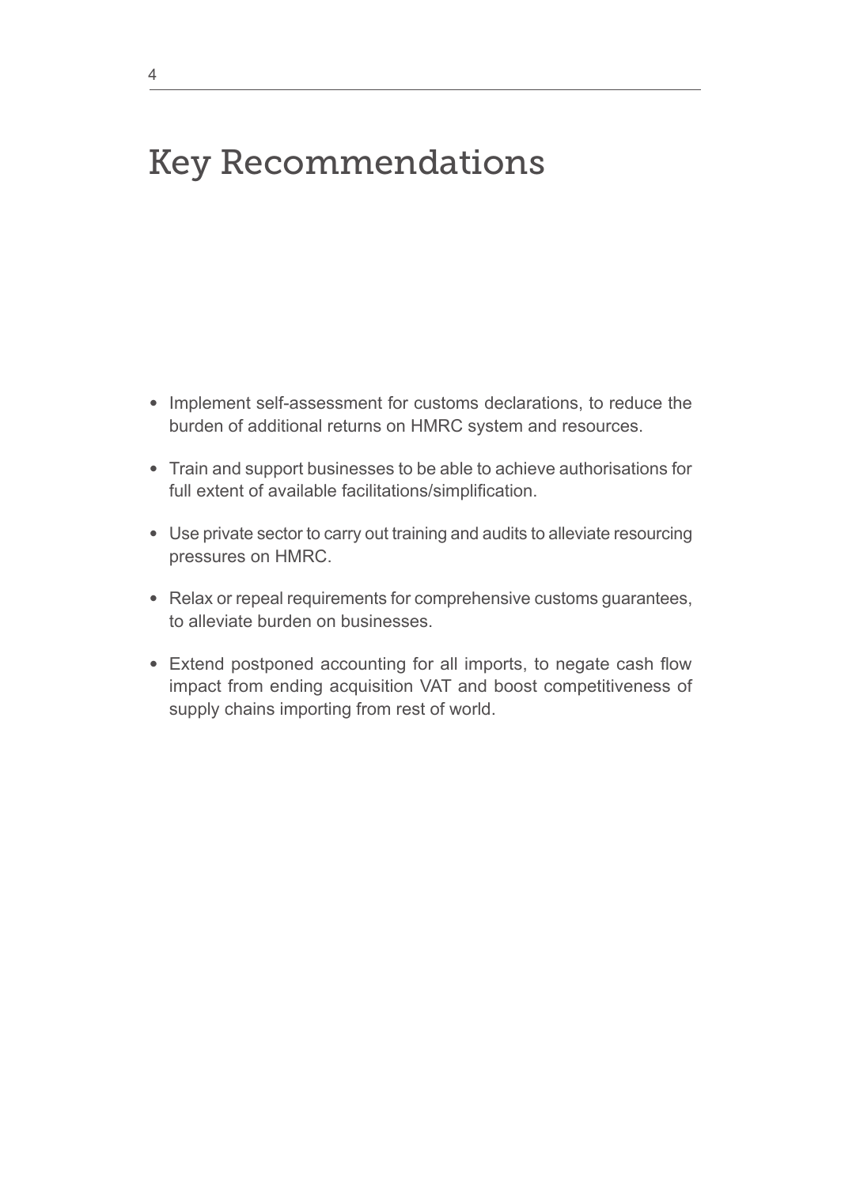# Key Recommendations

- Implement self-assessment for customs declarations, to reduce the burden of additional returns on HMRC system and resources.
- Train and support businesses to be able to achieve authorisations for full extent of available facilitations/simplification.
- Use private sector to carry out training and audits to alleviate resourcing pressures on HMRC.
- Relax or repeal requirements for comprehensive customs guarantees, to alleviate burden on businesses.
- Extend postponed accounting for all imports, to negate cash flow impact from ending acquisition VAT and boost competitiveness of supply chains importing from rest of world.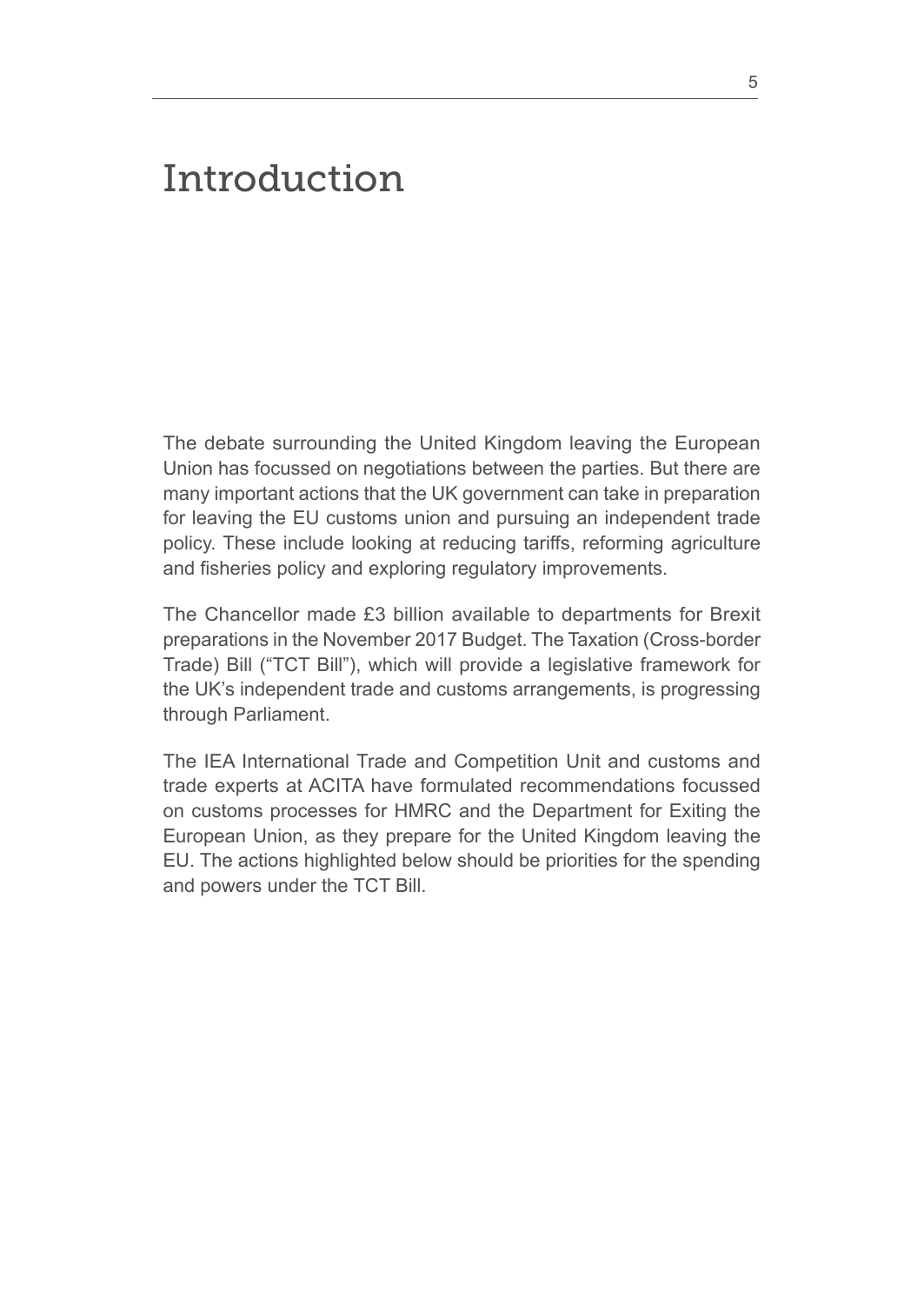# Introduction

The debate surrounding the United Kingdom leaving the European Union has focussed on negotiations between the parties. But there are many important actions that the UK government can take in preparation for leaving the EU customs union and pursuing an independent trade policy. These include looking at reducing tariffs, reforming agriculture and fisheries policy and exploring regulatory improvements.

The Chancellor made £3 billion available to departments for Brexit preparations in the November 2017 Budget. The Taxation (Cross-border Trade) Bill ("TCT Bill"), which will provide a legislative framework for the UK's independent trade and customs arrangements, is progressing through Parliament.

The IEA International Trade and Competition Unit and customs and trade experts at ACITA have formulated recommendations focussed on customs processes for HMRC and the Department for Exiting the European Union, as they prepare for the United Kingdom leaving the EU. The actions highlighted below should be priorities for the spending and powers under the TCT Bill.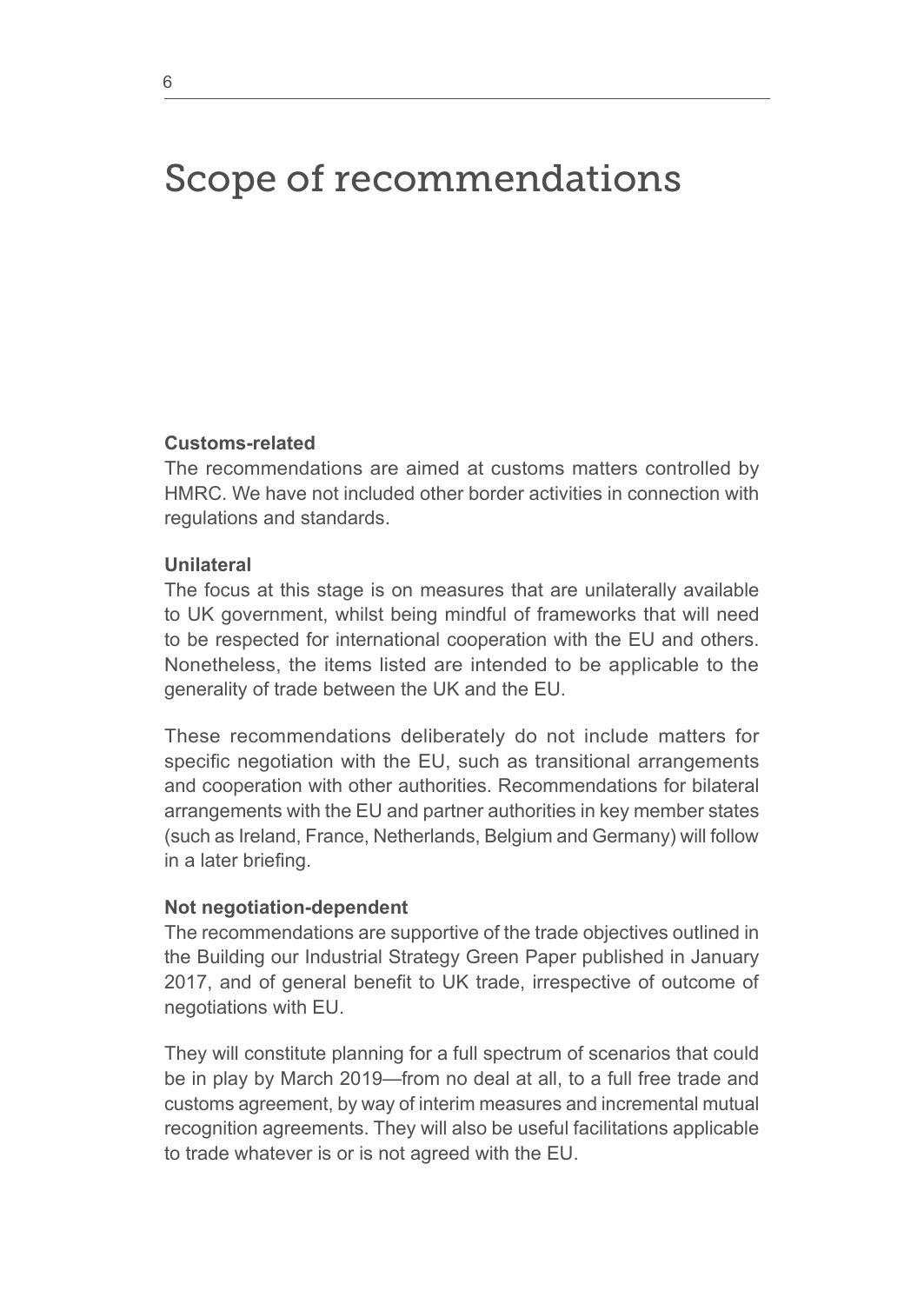# Scope of recommendations

**Customs-related**
The recommendations are aimed at customs matters controlled by HMRC. We have not included other border activities in connection with regulations and standards.

**Unilateral**
The focus at this stage is on measures that are unilaterally available to UK government, whilst being mindful of frameworks that will need to be respected for international cooperation with the EU and others. Nonetheless, the items listed are intended to be applicable to the generality of trade between the UK and the EU.

These recommendations deliberately do not include matters for specific negotiation with the EU, such as transitional arrangements and cooperation with other authorities. Recommendations for bilateral arrangements with the EU and partner authorities in key member states (such as Ireland, France, Netherlands, Belgium and Germany) will follow in a later briefing.

**Not negotiation-dependent**
The recommendations are supportive of the trade objectives outlined in the Building our Industrial Strategy Green Paper published in January 2017, and of general benefit to UK trade, irrespective of outcome of negotiations with EU.

They will constitute planning for a full spectrum of scenarios that could be in play by March 2019—from no deal at all, to a full free trade and customs agreement, by way of interim measures and incremental mutual recognition agreements. They will also be useful facilitations applicable to trade whatever is or is not agreed with the EU.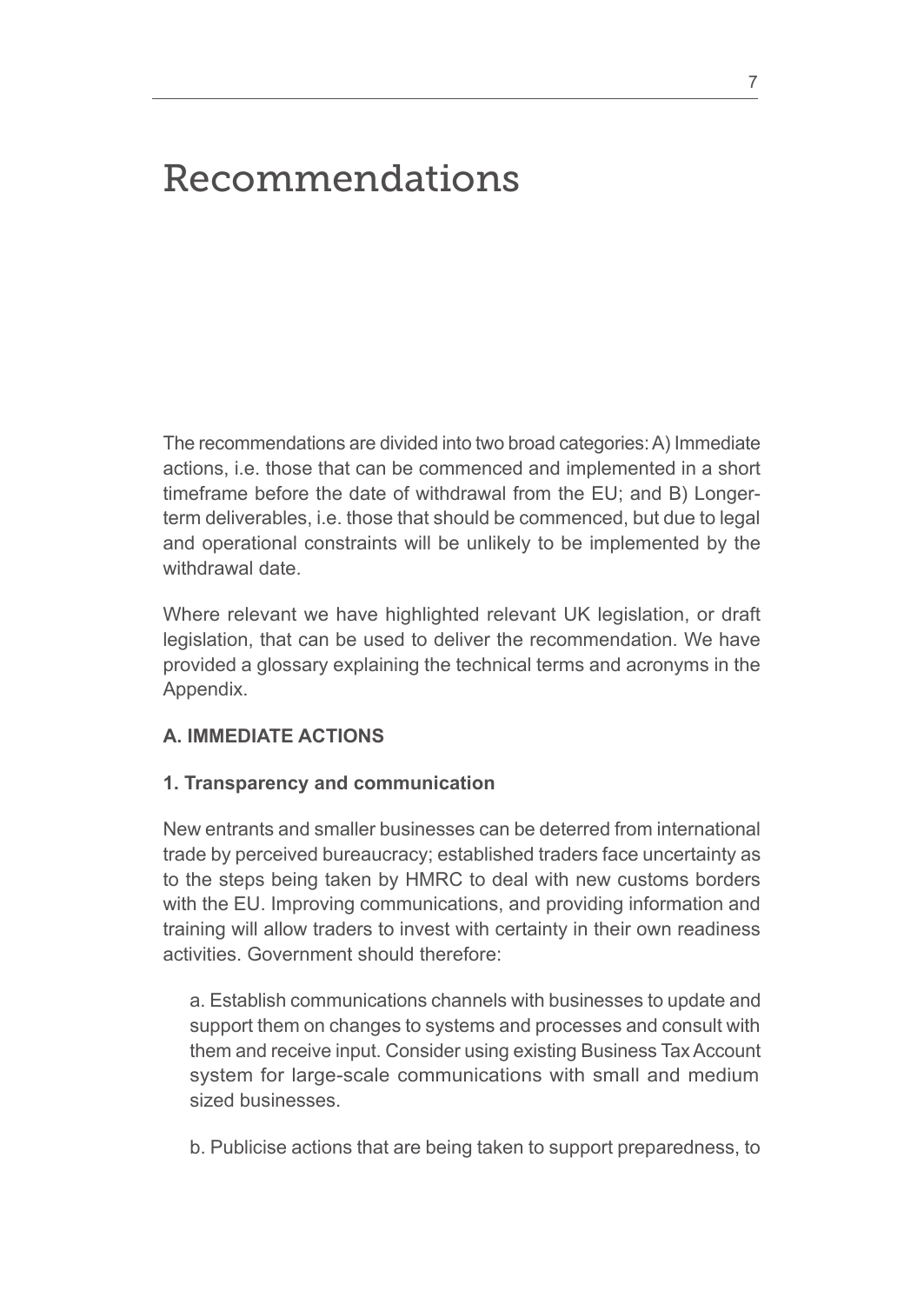# Recommendations

The recommendations are divided into two broad categories: A) Immediate actions, i.e. those that can be commenced and implemented in a short timeframe before the date of withdrawal from the EU; and B) Longer-term deliverables, i.e. those that should be commenced, but due to legal and operational constraints will be unlikely to be implemented by the withdrawal date.

Where relevant we have highlighted relevant UK legislation, or draft legislation, that can be used to deliver the recommendation. We have provided a glossary explaining the technical terms and acronyms in the Appendix.

**A. IMMEDIATE ACTIONS**

**1. Transparency and communication**

New entrants and smaller businesses can be deterred from international trade by perceived bureaucracy; established traders face uncertainty as to the steps being taken by HMRC to deal with new customs borders with the EU. Improving communications, and providing information and training will allow traders to invest with certainty in their own readiness activities. Government should therefore:

a. Establish communications channels with businesses to update and support them on changes to systems and processes and consult with them and receive input. Consider using existing Business Tax Account system for large-scale communications with small and medium sized businesses.

b. Publicise actions that are being taken to support preparedness, to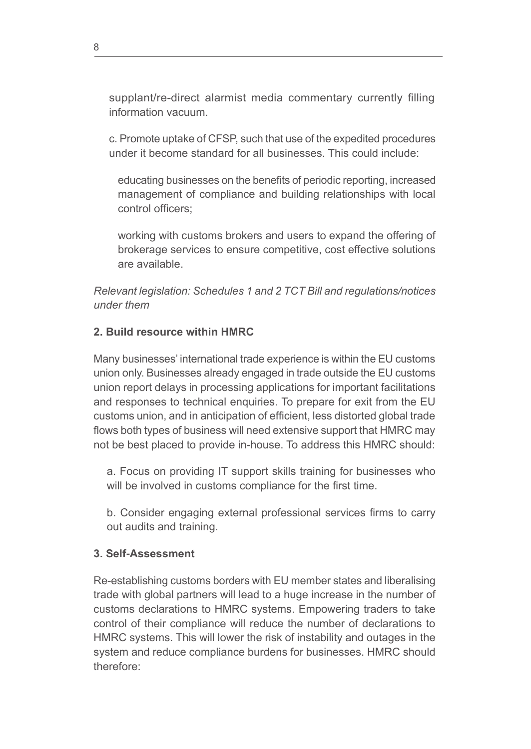supplant/re-direct alarmist media commentary currently filling information vacuum.

c. Promote uptake of CFSP, such that use of the expedited procedures under it become standard for all businesses. This could include:

educating businesses on the benefits of periodic reporting, increased management of compliance and building relationships with local control officers;

working with customs brokers and users to expand the offering of brokerage services to ensure competitive, cost effective solutions are available.

*Relevant legislation: Schedules 1 and 2 TCT Bill and regulations/notices under them*

**2. Build resource within HMRC**

Many businesses' international trade experience is within the EU customs union only. Businesses already engaged in trade outside the EU customs union report delays in processing applications for important facilitations and responses to technical enquiries. To prepare for exit from the EU customs union, and in anticipation of efficient, less distorted global trade flows both types of business will need extensive support that HMRC may not be best placed to provide in-house. To address this HMRC should:

a. Focus on providing IT support skills training for businesses who will be involved in customs compliance for the first time.

b. Consider engaging external professional services firms to carry out audits and training.

**3. Self-Assessment**

Re-establishing customs borders with EU member states and liberalising trade with global partners will lead to a huge increase in the number of customs declarations to HMRC systems. Empowering traders to take control of their compliance will reduce the number of declarations to HMRC systems. This will lower the risk of instability and outages in the system and reduce compliance burdens for businesses. HMRC should therefore: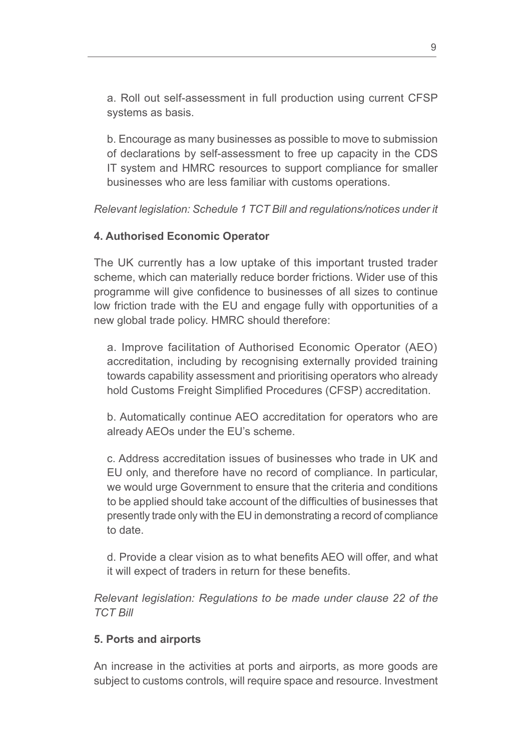a. Roll out self-assessment in full production using current CFSP systems as basis.

b. Encourage as many businesses as possible to move to submission of declarations by self-assessment to free up capacity in the CDS IT system and HMRC resources to support compliance for smaller businesses who are less familiar with customs operations.

*Relevant legislation: Schedule 1 TCT Bill and regulations/notices under it*

**4. Authorised Economic Operator**

The UK currently has a low uptake of this important trusted trader scheme, which can materially reduce border frictions. Wider use of this programme will give confidence to businesses of all sizes to continue low friction trade with the EU and engage fully with opportunities of a new global trade policy. HMRC should therefore:

a. Improve facilitation of Authorised Economic Operator (AEO) accreditation, including by recognising externally provided training towards capability assessment and prioritising operators who already hold Customs Freight Simplified Procedures (CFSP) accreditation.

b. Automatically continue AEO accreditation for operators who are already AEOs under the EU's scheme.

c. Address accreditation issues of businesses who trade in UK and EU only, and therefore have no record of compliance. In particular, we would urge Government to ensure that the criteria and conditions to be applied should take account of the difficulties of businesses that presently trade only with the EU in demonstrating a record of compliance to date.

d. Provide a clear vision as to what benefits AEO will offer, and what it will expect of traders in return for these benefits.

*Relevant legislation: Regulations to be made under clause 22 of the TCT Bill*

**5. Ports and airports**

An increase in the activities at ports and airports, as more goods are subject to customs controls, will require space and resource. Investment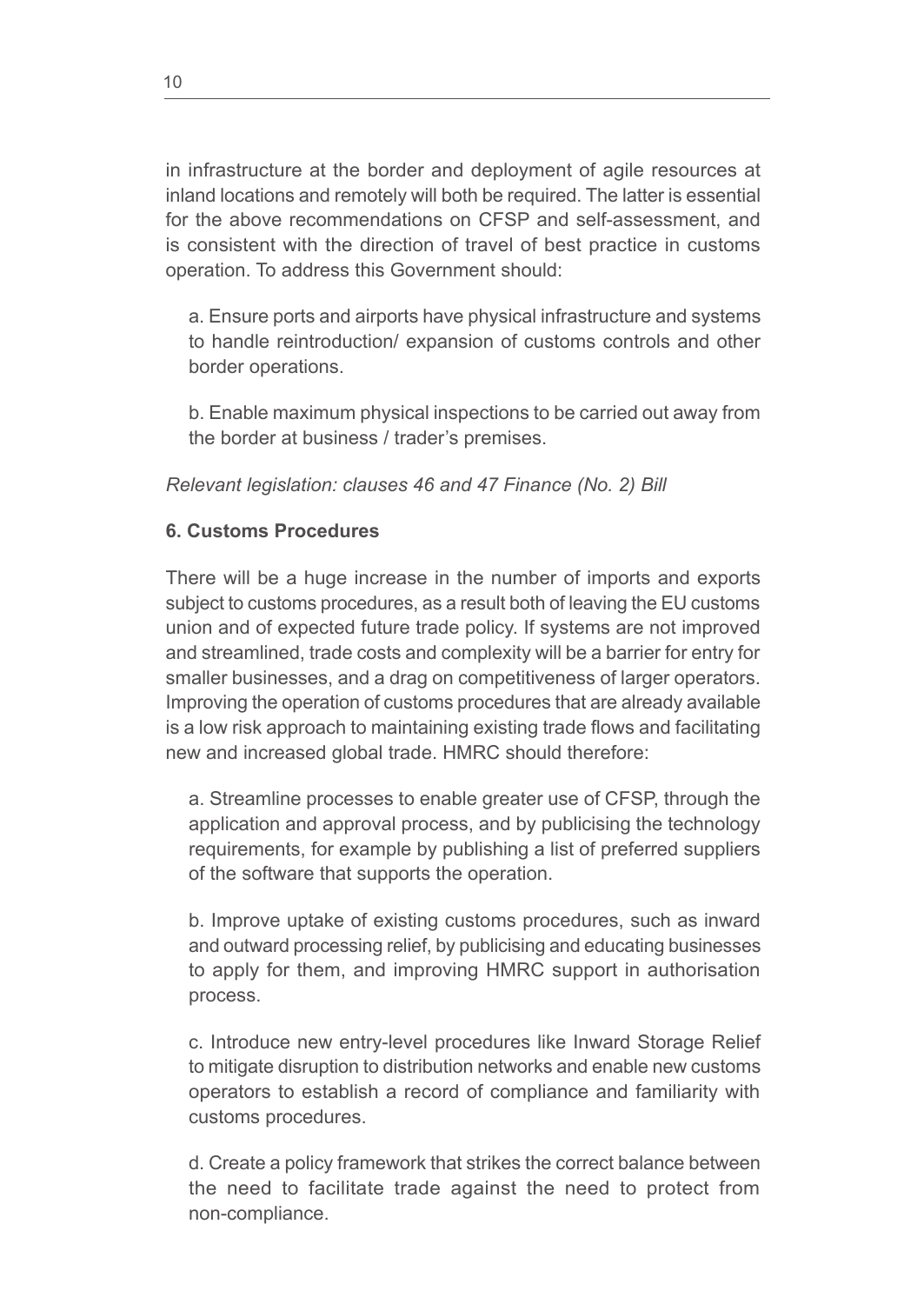in infrastructure at the border and deployment of agile resources at inland locations and remotely will both be required. The latter is essential for the above recommendations on CFSP and self-assessment, and is consistent with the direction of travel of best practice in customs operation. To address this Government should:

a. Ensure ports and airports have physical infrastructure and systems to handle reintroduction/ expansion of customs controls and other border operations.

b. Enable maximum physical inspections to be carried out away from the border at business / trader's premises.

*Relevant legislation: clauses 46 and 47 Finance (No. 2) Bill*

**6. Customs Procedures**

There will be a huge increase in the number of imports and exports subject to customs procedures, as a result both of leaving the EU customs union and of expected future trade policy. If systems are not improved and streamlined, trade costs and complexity will be a barrier for entry for smaller businesses, and a drag on competitiveness of larger operators. Improving the operation of customs procedures that are already available is a low risk approach to maintaining existing trade flows and facilitating new and increased global trade. HMRC should therefore:

a. Streamline processes to enable greater use of CFSP, through the application and approval process, and by publicising the technology requirements, for example by publishing a list of preferred suppliers of the software that supports the operation.

b. Improve uptake of existing customs procedures, such as inward and outward processing relief, by publicising and educating businesses to apply for them, and improving HMRC support in authorisation process.

c. Introduce new entry-level procedures like Inward Storage Relief to mitigate disruption to distribution networks and enable new customs operators to establish a record of compliance and familiarity with customs procedures.

d. Create a policy framework that strikes the correct balance between the need to facilitate trade against the need to protect from non-compliance.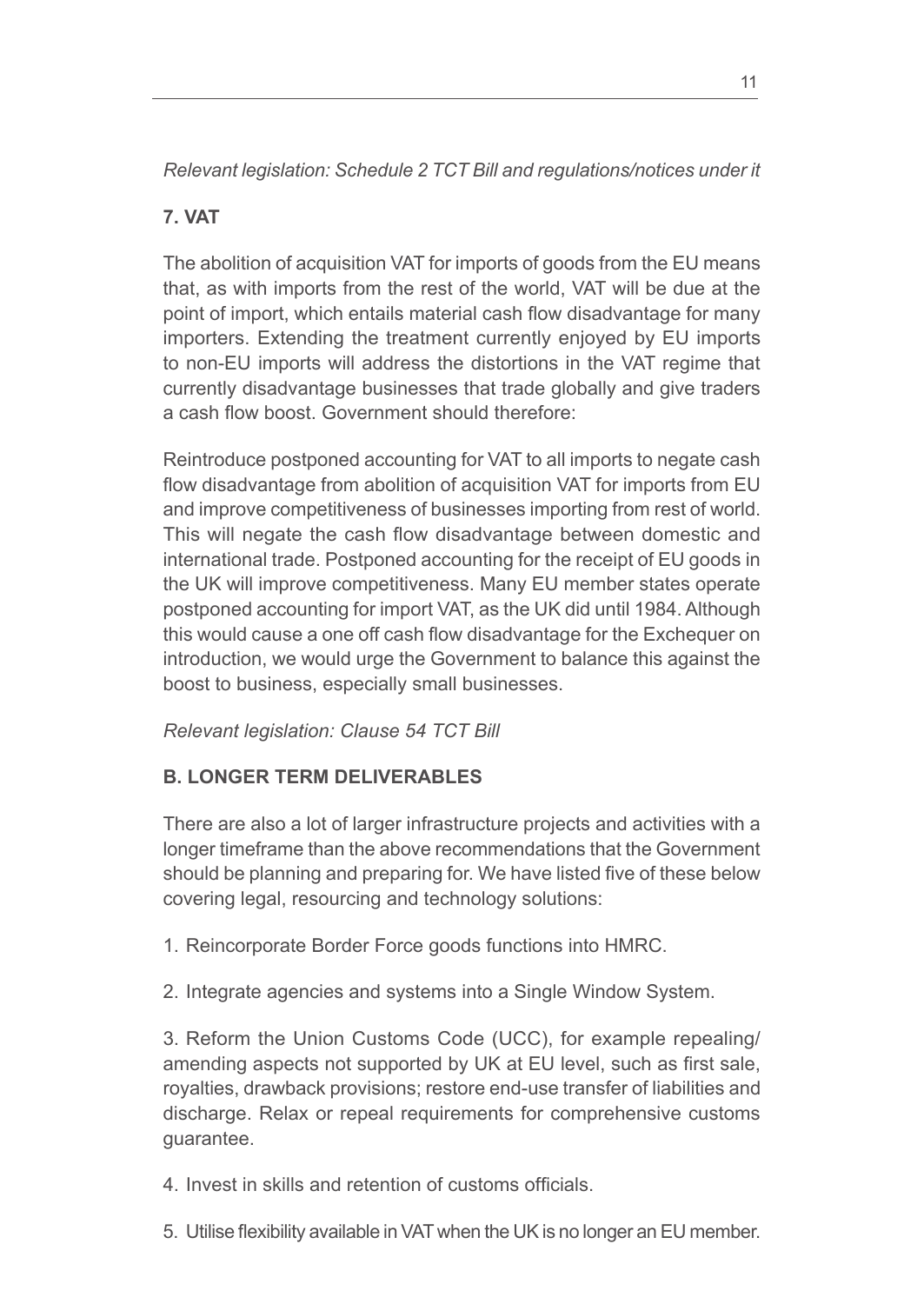*Relevant legislation: Schedule 2 TCT Bill and regulations/notices under it*

**7. VAT**

The abolition of acquisition VAT for imports of goods from the EU means that, as with imports from the rest of the world, VAT will be due at the point of import, which entails material cash flow disadvantage for many importers. Extending the treatment currently enjoyed by EU imports to non-EU imports will address the distortions in the VAT regime that currently disadvantage businesses that trade globally and give traders a cash flow boost. Government should therefore:

Reintroduce postponed accounting for VAT to all imports to negate cash flow disadvantage from abolition of acquisition VAT for imports from EU and improve competitiveness of businesses importing from rest of world. This will negate the cash flow disadvantage between domestic and international trade. Postponed accounting for the receipt of EU goods in the UK will improve competitiveness. Many EU member states operate postponed accounting for import VAT, as the UK did until 1984. Although this would cause a one off cash flow disadvantage for the Exchequer on introduction, we would urge the Government to balance this against the boost to business, especially small businesses.

*Relevant legislation: Clause 54 TCT Bill*

**B. LONGER TERM DELIVERABLES**

There are also a lot of larger infrastructure projects and activities with a longer timeframe than the above recommendations that the Government should be planning and preparing for. We have listed five of these below covering legal, resourcing and technology solutions:

1. Reincorporate Border Force goods functions into HMRC.

2. Integrate agencies and systems into a Single Window System.

3. Reform the Union Customs Code (UCC), for example repealing/ amending aspects not supported by UK at EU level, such as first sale, royalties, drawback provisions; restore end-use transfer of liabilities and discharge. Relax or repeal requirements for comprehensive customs guarantee.

4. Invest in skills and retention of customs officials.

5. Utilise flexibility available in VAT when the UK is no longer an EU member.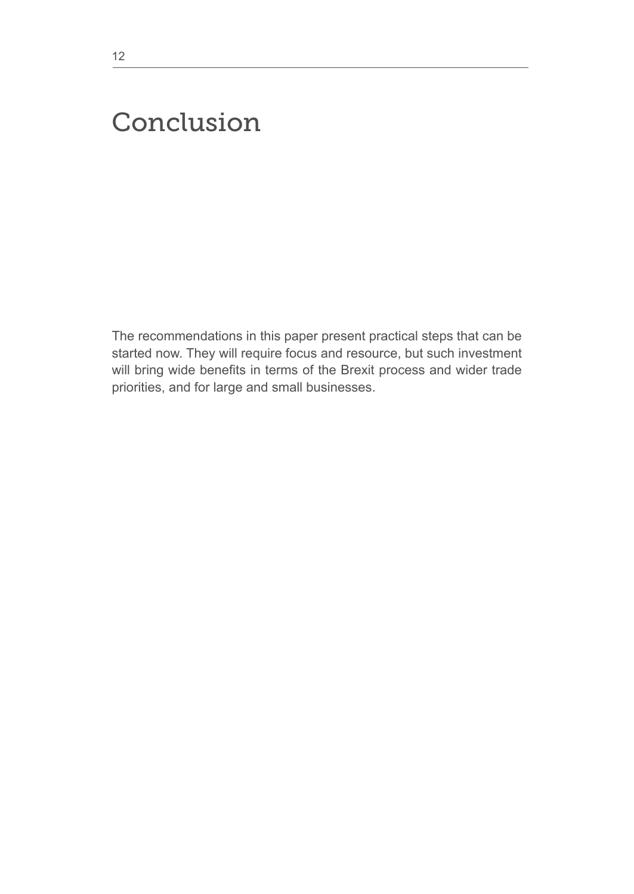# Conclusion

The recommendations in this paper present practical steps that can be started now. They will require focus and resource, but such investment will bring wide benefits in terms of the Brexit process and wider trade priorities, and for large and small businesses.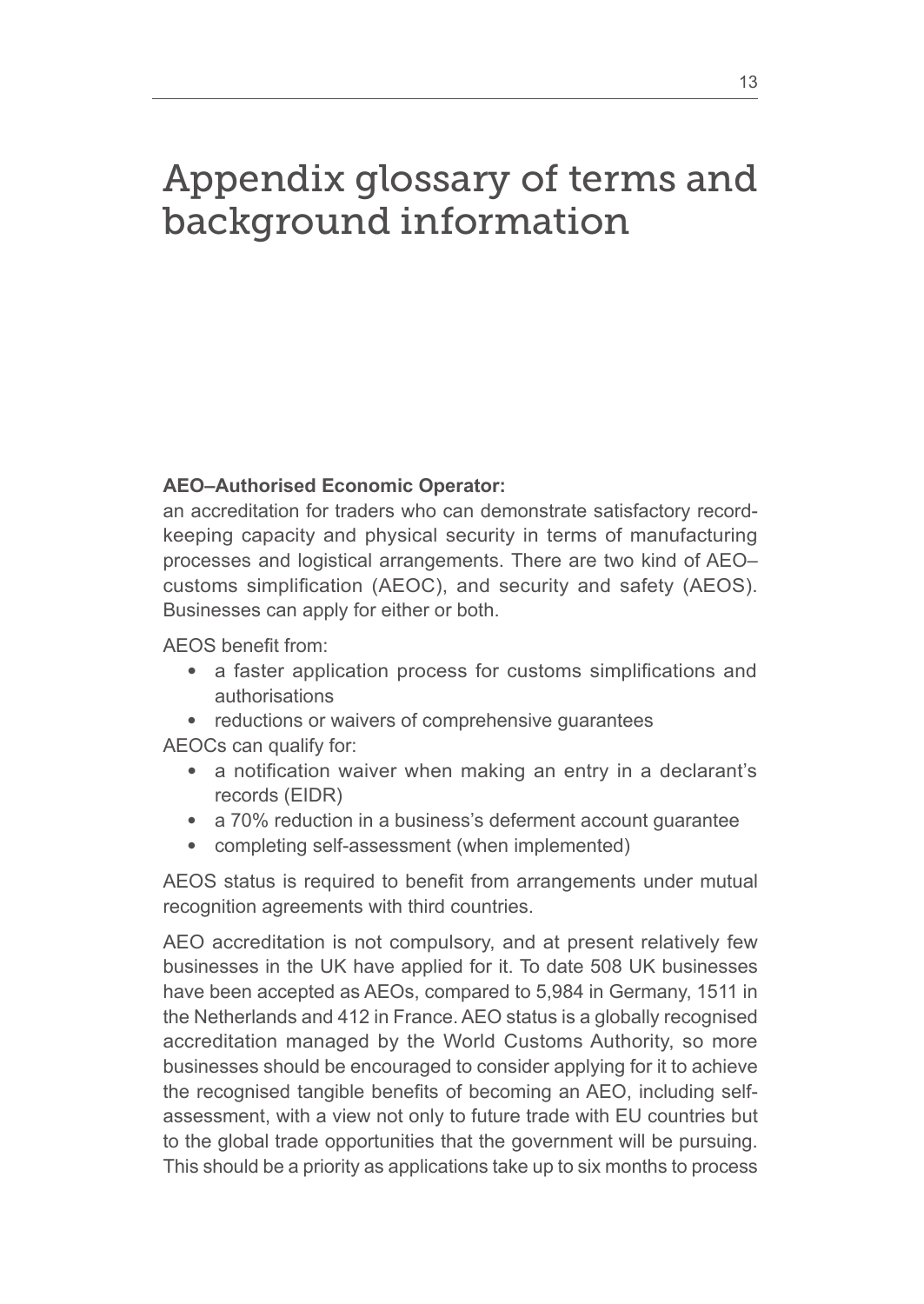# Appendix glossary of terms and background information

**AEO–Authorised Economic Operator:**
an accreditation for traders who can demonstrate satisfactory record-keeping capacity and physical security in terms of manufacturing processes and logistical arrangements. There are two kind of AEO–customs simplification (AEOC), and security and safety (AEOS). Businesses can apply for either or both.

AEOS benefit from:

- a faster application process for customs simplifications and authorisations
- reductions or waivers of comprehensive guarantees

AEOCs can qualify for:

- a notification waiver when making an entry in a declarant's records (EIDR)
- a 70% reduction in a business's deferment account guarantee
- completing self-assessment (when implemented)

AEOS status is required to benefit from arrangements under mutual recognition agreements with third countries.

AEO accreditation is not compulsory, and at present relatively few businesses in the UK have applied for it. To date 508 UK businesses have been accepted as AEOs, compared to 5,984 in Germany, 1511 in the Netherlands and 412 in France. AEO status is a globally recognised accreditation managed by the World Customs Authority, so more businesses should be encouraged to consider applying for it to achieve the recognised tangible benefits of becoming an AEO, including self-assessment, with a view not only to future trade with EU countries but to the global trade opportunities that the government will be pursuing. This should be a priority as applications take up to six months to process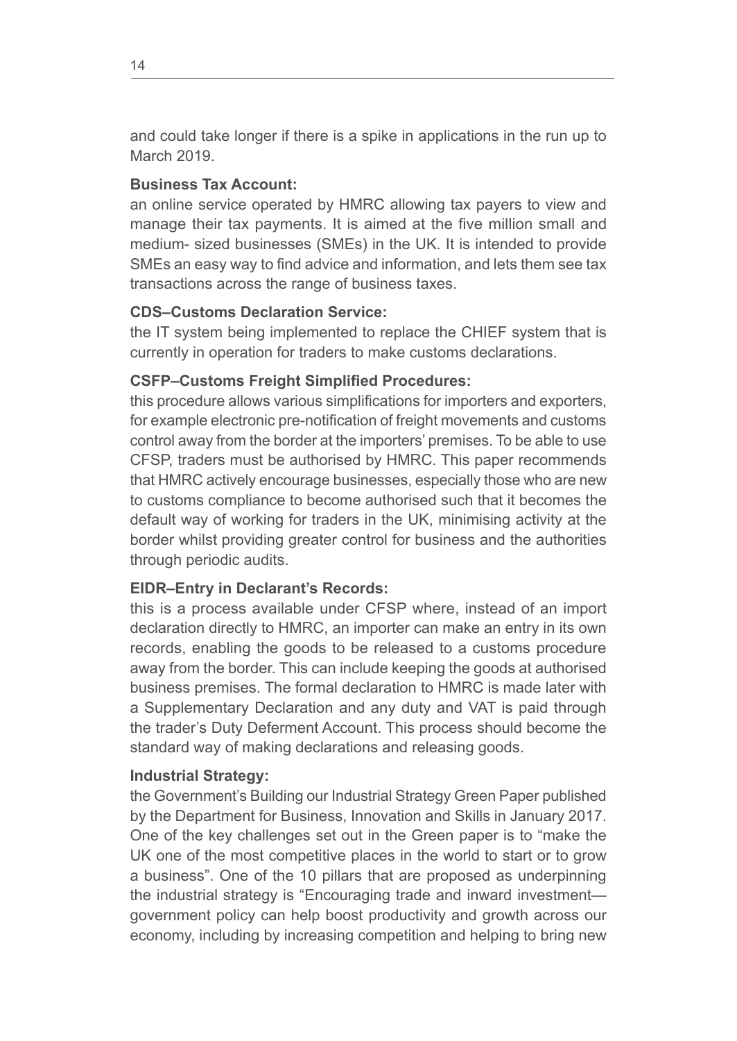and could take longer if there is a spike in applications in the run up to March 2019.

**Business Tax Account:**

an online service operated by HMRC allowing tax payers to view and manage their tax payments. It is aimed at the five million small and medium- sized businesses (SMEs) in the UK. It is intended to provide SMEs an easy way to find advice and information, and lets them see tax transactions across the range of business taxes.

**CDS–Customs Declaration Service:**

the IT system being implemented to replace the CHIEF system that is currently in operation for traders to make customs declarations.

**CSFP–Customs Freight Simplified Procedures:**

this procedure allows various simplifications for importers and exporters, for example electronic pre-notification of freight movements and customs control away from the border at the importers' premises. To be able to use CFSP, traders must be authorised by HMRC. This paper recommends that HMRC actively encourage businesses, especially those who are new to customs compliance to become authorised such that it becomes the default way of working for traders in the UK, minimising activity at the border whilst providing greater control for business and the authorities through periodic audits.

**EIDR–Entry in Declarant's Records:**

this is a process available under CFSP where, instead of an import declaration directly to HMRC, an importer can make an entry in its own records, enabling the goods to be released to a customs procedure away from the border. This can include keeping the goods at authorised business premises. The formal declaration to HMRC is made later with a Supplementary Declaration and any duty and VAT is paid through the trader's Duty Deferment Account. This process should become the standard way of making declarations and releasing goods.

**Industrial Strategy:**

the Government's Building our Industrial Strategy Green Paper published by the Department for Business, Innovation and Skills in January 2017. One of the key challenges set out in the Green paper is to "make the UK one of the most competitive places in the world to start or to grow a business". One of the 10 pillars that are proposed as underpinning the industrial strategy is "Encouraging trade and inward investment—government policy can help boost productivity and growth across our economy, including by increasing competition and helping to bring new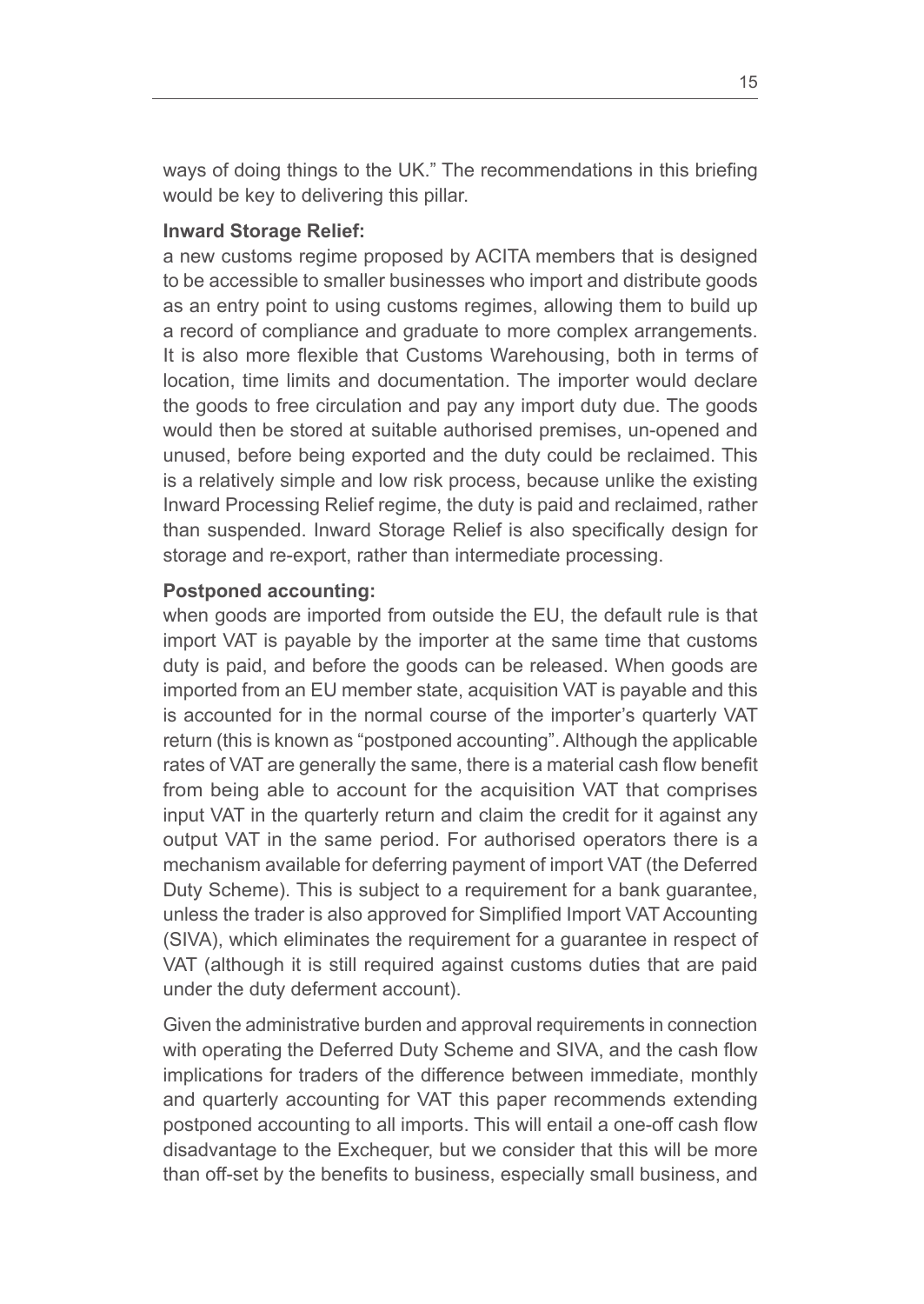ways of doing things to the UK." The recommendations in this briefing would be key to delivering this pillar.

**Inward Storage Relief:**
a new customs regime proposed by ACITA members that is designed to be accessible to smaller businesses who import and distribute goods as an entry point to using customs regimes, allowing them to build up a record of compliance and graduate to more complex arrangements. It is also more flexible that Customs Warehousing, both in terms of location, time limits and documentation. The importer would declare the goods to free circulation and pay any import duty due. The goods would then be stored at suitable authorised premises, un-opened and unused, before being exported and the duty could be reclaimed. This is a relatively simple and low risk process, because unlike the existing Inward Processing Relief regime, the duty is paid and reclaimed, rather than suspended. Inward Storage Relief is also specifically design for storage and re-export, rather than intermediate processing.

**Postponed accounting:**
when goods are imported from outside the EU, the default rule is that import VAT is payable by the importer at the same time that customs duty is paid, and before the goods can be released. When goods are imported from an EU member state, acquisition VAT is payable and this is accounted for in the normal course of the importer's quarterly VAT return (this is known as "postponed accounting". Although the applicable rates of VAT are generally the same, there is a material cash flow benefit from being able to account for the acquisition VAT that comprises input VAT in the quarterly return and claim the credit for it against any output VAT in the same period. For authorised operators there is a mechanism available for deferring payment of import VAT (the Deferred Duty Scheme). This is subject to a requirement for a bank guarantee, unless the trader is also approved for Simplified Import VAT Accounting (SIVA), which eliminates the requirement for a guarantee in respect of VAT (although it is still required against customs duties that are paid under the duty deferment account).

Given the administrative burden and approval requirements in connection with operating the Deferred Duty Scheme and SIVA, and the cash flow implications for traders of the difference between immediate, monthly and quarterly accounting for VAT this paper recommends extending postponed accounting to all imports. This will entail a one-off cash flow disadvantage to the Exchequer, but we consider that this will be more than off-set by the benefits to business, especially small business, and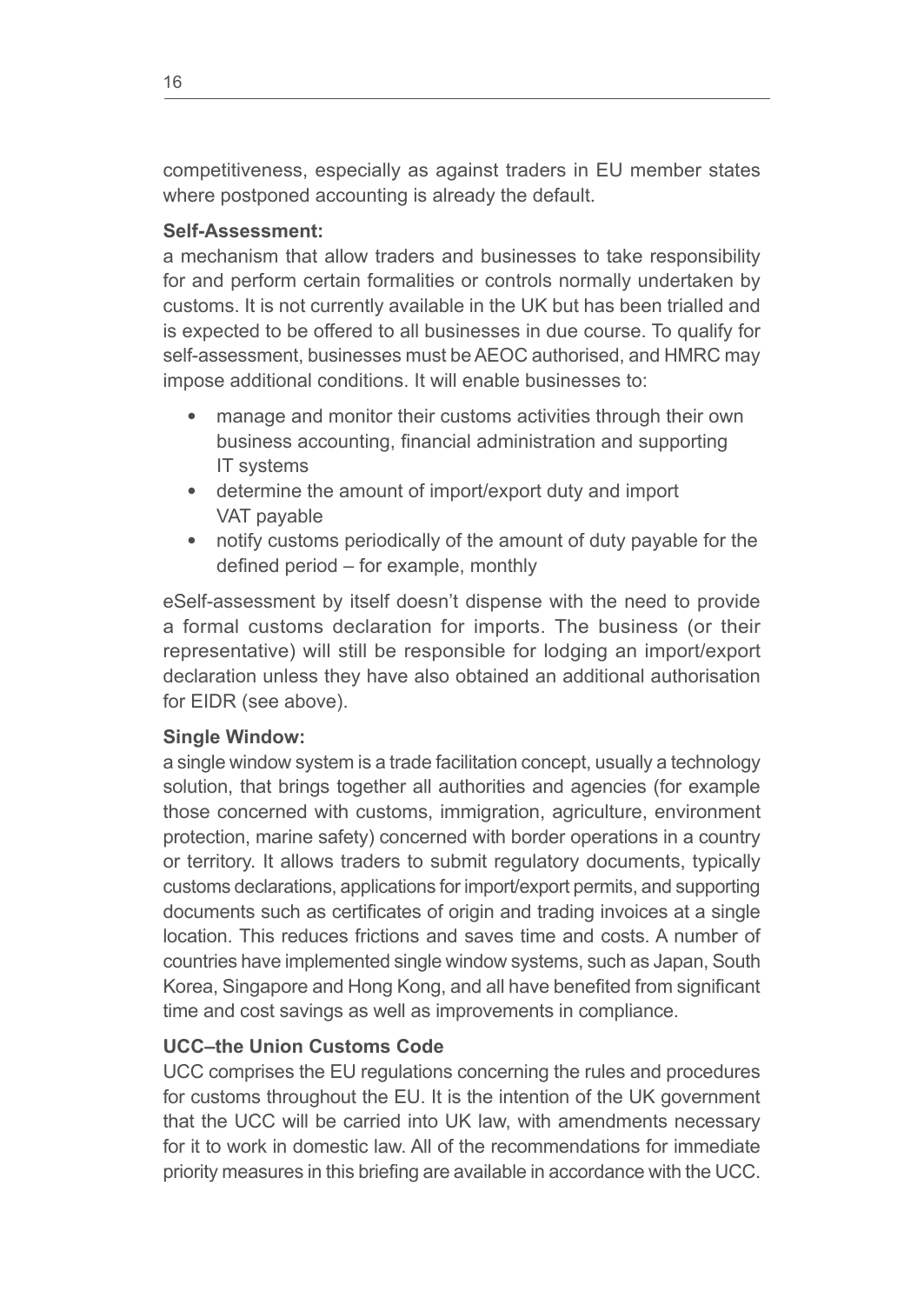competitiveness, especially as against traders in EU member states where postponed accounting is already the default.

**Self-Assessment:**
a mechanism that allow traders and businesses to take responsibility for and perform certain formalities or controls normally undertaken by customs. It is not currently available in the UK but has been trialled and is expected to be offered to all businesses in due course. To qualify for self-assessment, businesses must be AEOC authorised, and HMRC may impose additional conditions. It will enable businesses to:

- manage and monitor their customs activities through their own business accounting, financial administration and supporting IT systems
- determine the amount of import/export duty and import VAT payable
- notify customs periodically of the amount of duty payable for the defined period – for example, monthly

eSelf-assessment by itself doesn't dispense with the need to provide a formal customs declaration for imports. The business (or their representative) will still be responsible for lodging an import/export declaration unless they have also obtained an additional authorisation for EIDR (see above).

**Single Window:**
a single window system is a trade facilitation concept, usually a technology solution, that brings together all authorities and agencies (for example those concerned with customs, immigration, agriculture, environment protection, marine safety) concerned with border operations in a country or territory. It allows traders to submit regulatory documents, typically customs declarations, applications for import/export permits, and supporting documents such as certificates of origin and trading invoices at a single location. This reduces frictions and saves time and costs. A number of countries have implemented single window systems, such as Japan, South Korea, Singapore and Hong Kong, and all have benefited from significant time and cost savings as well as improvements in compliance.

**UCC–the Union Customs Code**
UCC comprises the EU regulations concerning the rules and procedures for customs throughout the EU. It is the intention of the UK government that the UCC will be carried into UK law, with amendments necessary for it to work in domestic law. All of the recommendations for immediate priority measures in this briefing are available in accordance with the UCC.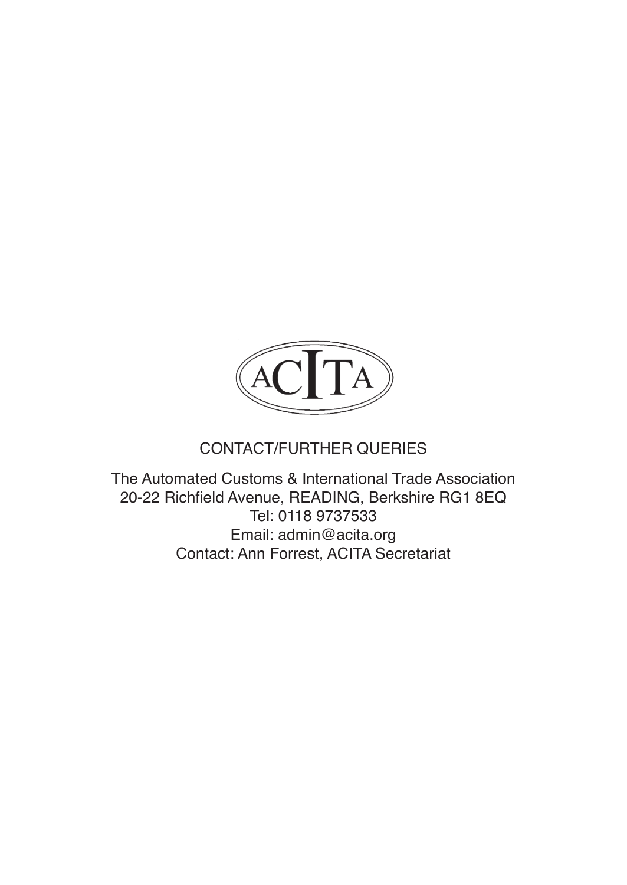ACITA

CONTACT/FURTHER QUERIES

The Automated Customs & International Trade Association
20-22 Richfield Avenue, READING, Berkshire RG1 8EQ
Tel: 0118 9737533
Email: admin@acita.org
Contact: Ann Forrest, ACITA Secretariat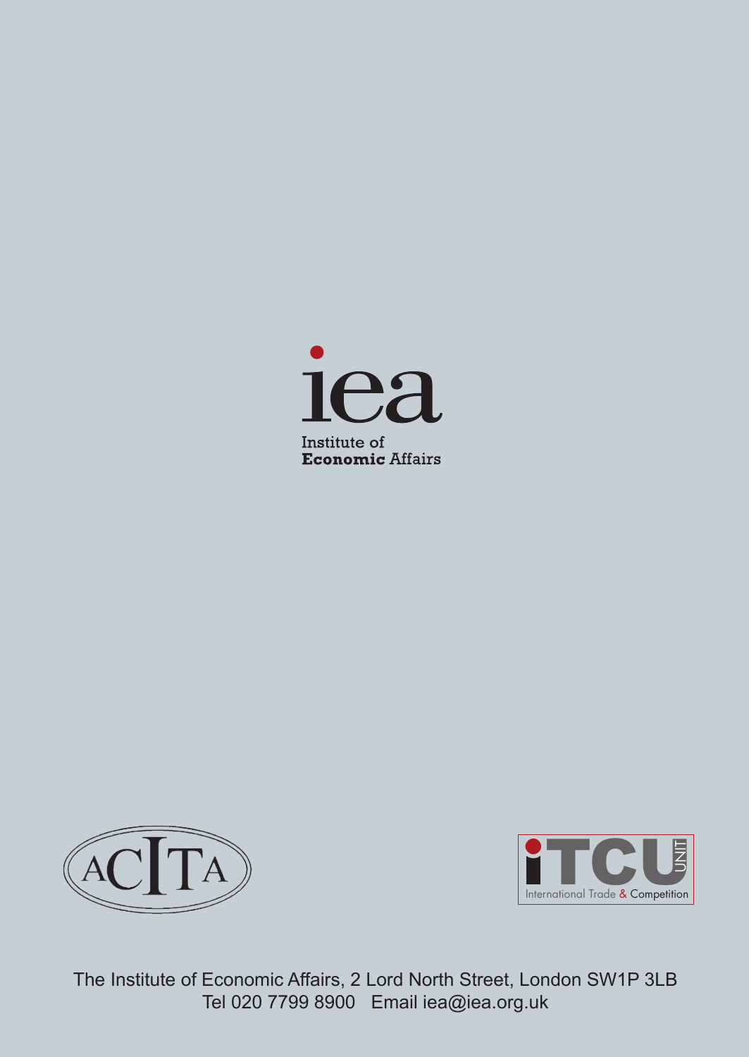iea

Institute of
**Economic** Affairs

ACITA

iTCU UNIT
International Trade & Competition

The Institute of Economic Affairs, 2 Lord North Street, London SW1P 3LB
Tel 020 7799 8900 Email iea@iea.org.uk